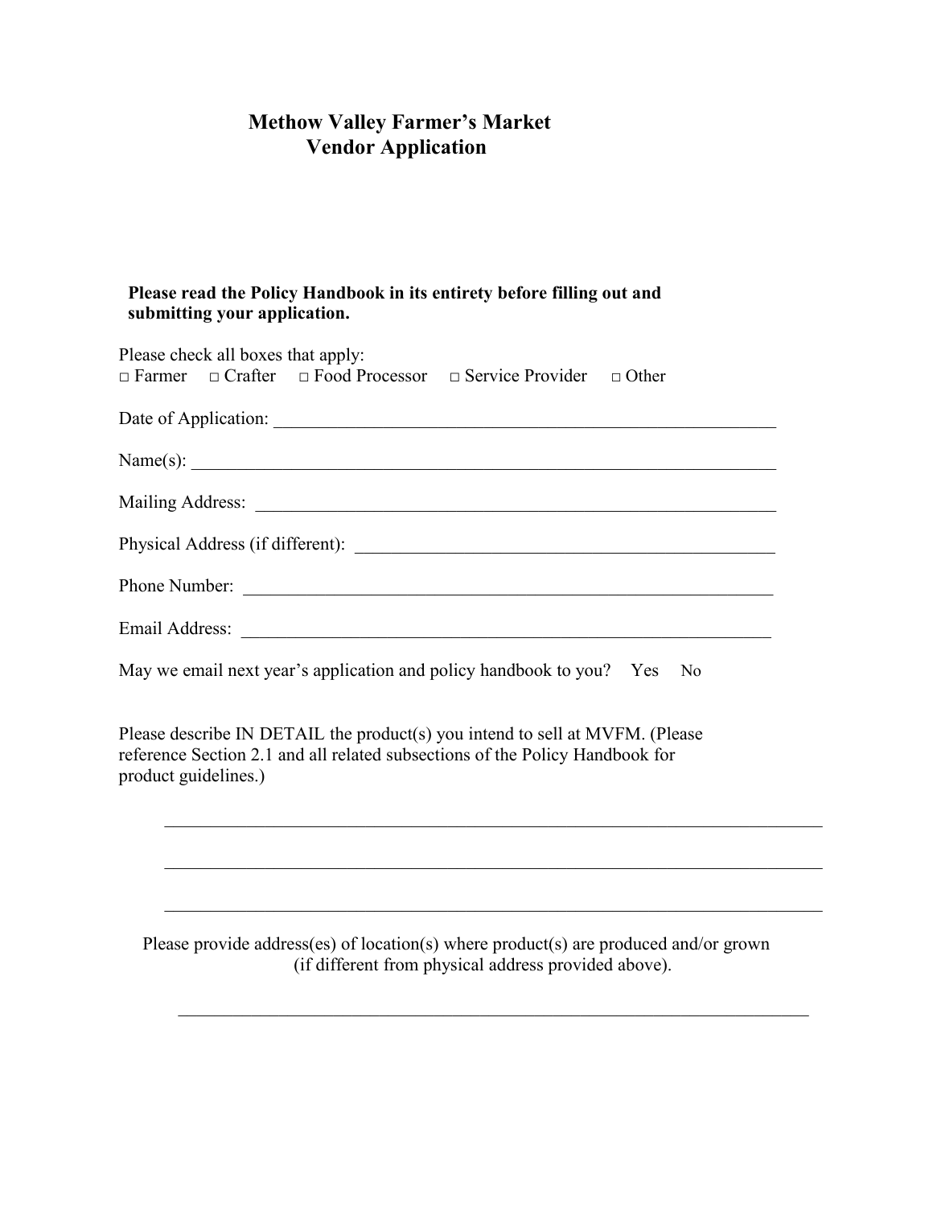# Methow Valley Farmer's Market
## Vendor Application

**Please read the Policy Handbook in its entirety before filling out and submitting your application.**

Please check all boxes that apply:
□ Farmer □ Crafter □ Food Processor □ Service Provider □ Other

Date of Application: ___________________________________________________________

Name(s): _________________________________________________________________

Mailing Address: ____________________________________________________________

Physical Address (if different): _______________________________________________

Phone Number: _____________________________________________________________

Email Address: _____________________________________________________________

May we email next year's application and policy handbook to you? Yes No

Please describe IN DETAIL the product(s) you intend to sell at MVFM. (Please reference Section 2.1 and all related subsections of the Policy Handbook for product guidelines.)

_____________________________________________________________________________

_____________________________________________________________________________

_____________________________________________________________________________

Please provide address(es) of location(s) where product(s) are produced and/or grown (if different from physical address provided above).

_____________________________________________________________________________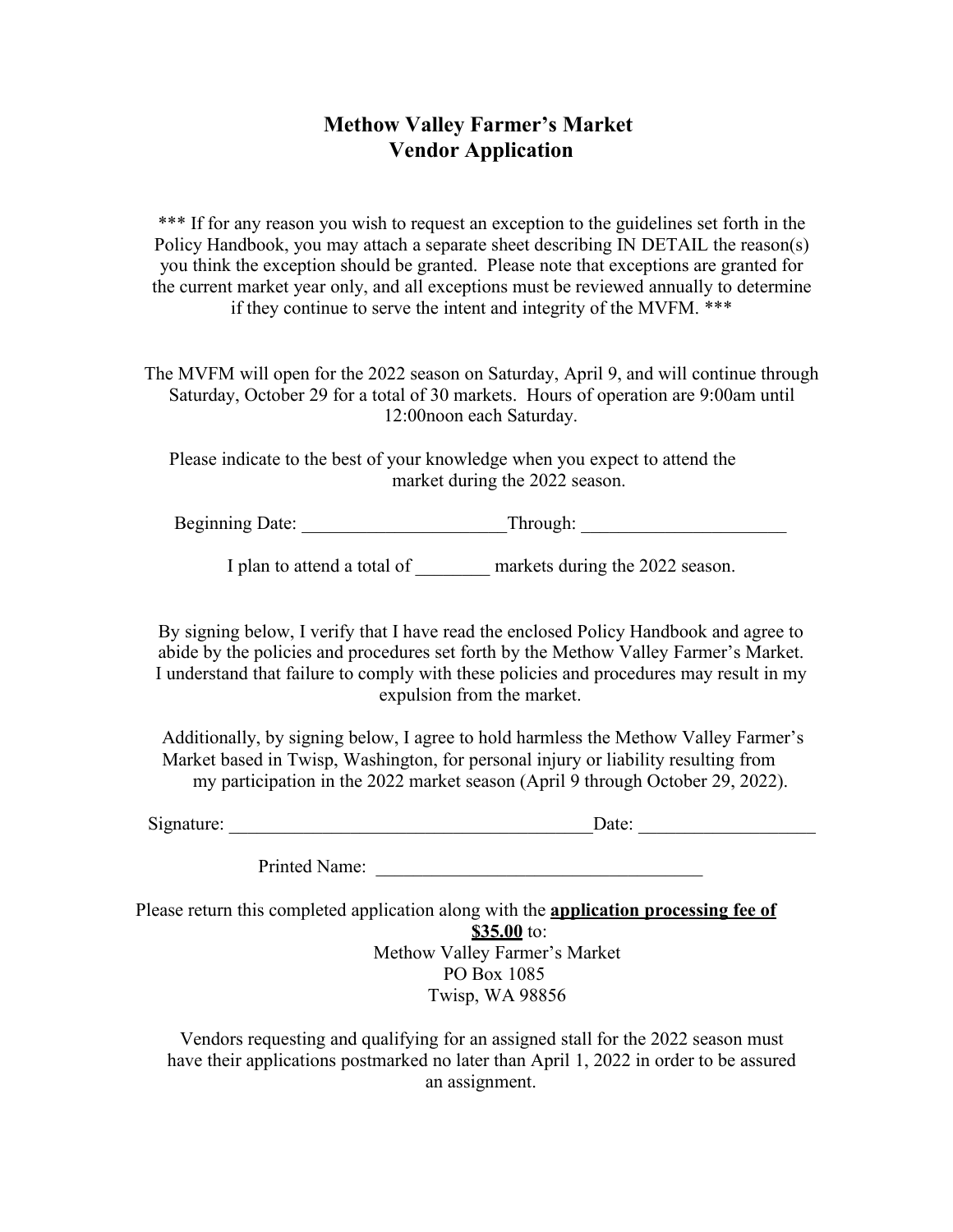# Methow Valley Farmer's Market
# Vendor Application

*** If for any reason you wish to request an exception to the guidelines set forth in the Policy Handbook, you may attach a separate sheet describing IN DETAIL the reason(s) you think the exception should be granted. Please note that exceptions are granted for the current market year only, and all exceptions must be reviewed annually to determine if they continue to serve the intent and integrity of the MVFM. ***

The MVFM will open for the 2022 season on Saturday, April 9, and will continue through Saturday, October 29 for a total of 30 markets. Hours of operation are 9:00am until 12:00noon each Saturday.

Please indicate to the best of your knowledge when you expect to attend the market during the 2022 season.

Beginning Date: ______________________Through: ______________________

I plan to attend a total of ________ markets during the 2022 season.

By signing below, I verify that I have read the enclosed Policy Handbook and agree to abide by the policies and procedures set forth by the Methow Valley Farmer's Market. I understand that failure to comply with these policies and procedures may result in my expulsion from the market.

Additionally, by signing below, I agree to hold harmless the Methow Valley Farmer's Market based in Twisp, Washington, for personal injury or liability resulting from my participation in the 2022 market season (April 9 through October 29, 2022).

Signature: ________________________________________Date: ___________________

Printed Name: ____________________________________

Please return this completed application along with the **<u>application processing fee of $35.00</u>** to:

Methow Valley Farmer's Market
PO Box 1085
Twisp, WA 98856

Vendors requesting and qualifying for an assigned stall for the 2022 season must have their applications postmarked no later than April 1, 2022 in order to be assured an assignment.